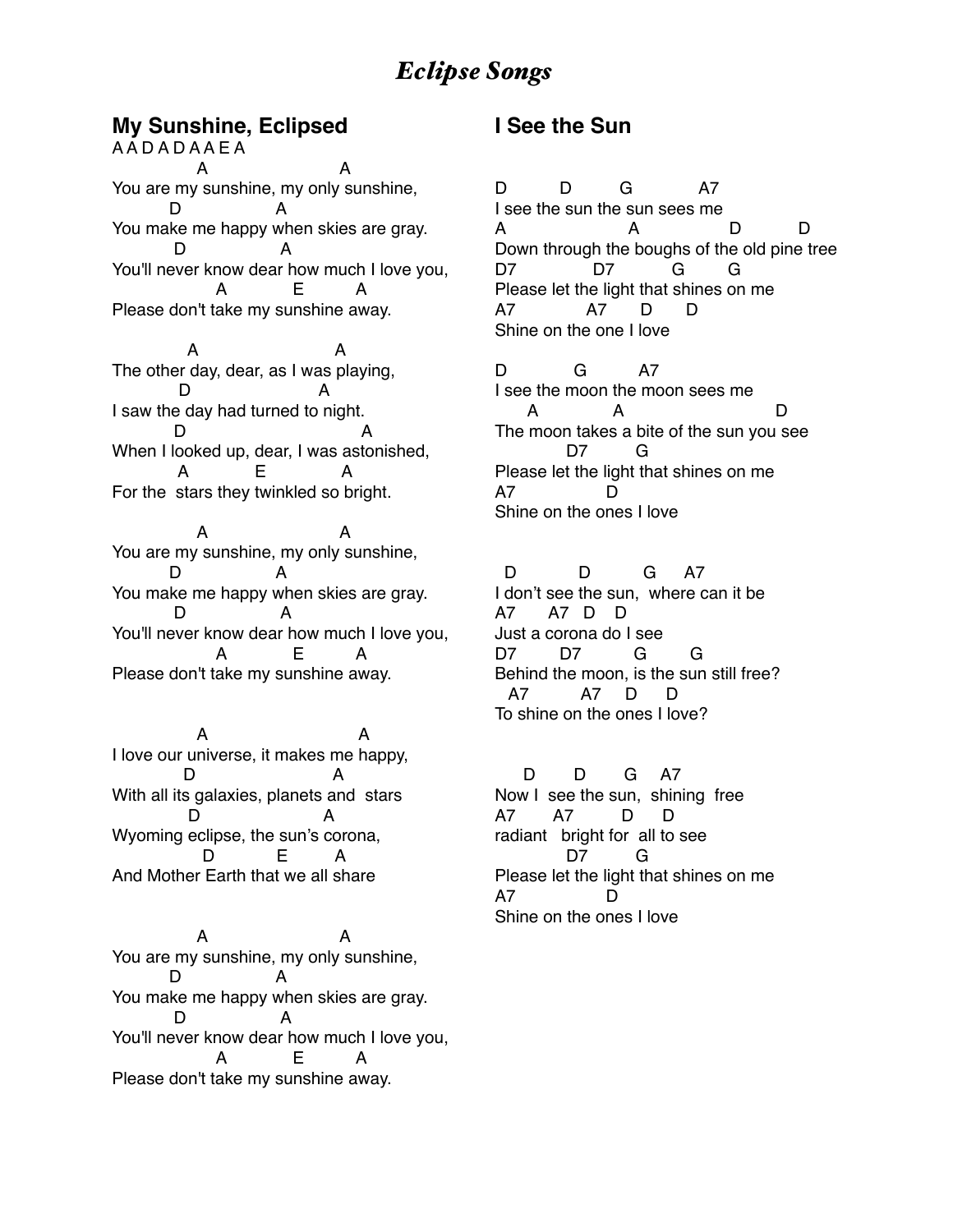# *Eclipse Songs*

## My Sunshine, Eclipsed

```
A A D A D A A E A
             A                      A
You are my sunshine, my only sunshine,
        D                A
You make me happy when skies are gray.
         D                A
You'll never know dear how much I love you,
                A            E          A
Please don't take my sunshine away.

           A                        A
The other day, dear, as I was playing,
          D                      A
I saw the day had turned to night.
         D                              A
When I looked up, dear, I was astonished,
          A           E              A
For the  stars they twinkled so bright.

             A                      A
You are my sunshine, my only sunshine,
        D                A
You make me happy when skies are gray.
         D                A
You'll never know dear how much I love you,
                A            E          A
Please don't take my sunshine away.

             A                         A
I love our universe, it makes me happy,
           D                        A
With all its galaxies, planets and  stars
            D                    A
Wyoming eclipse, the sun's corona,
                 D          E         A
And Mother Earth that we all share

             A                      A
You are my sunshine, my only sunshine,
        D                A
You make me happy when skies are gray.
          D               A
You'll never know dear how much I love you,
                A            E          A
Please don't take my sunshine away.
```

## I See the Sun

```
D          D         G            A7
I see the sun the sun sees me
A                      A               D           D
Down through the boughs of the old pine tree
D7               D7           G        G
Please let the light that shines on me
A7              A7       D       D
Shine on the one I love

D             G          A7
I see the moon the moon sees me
      A             A                          D
The moon takes a bite of the sun you see
            D7         G
Please let the light that shines on me
A7                D
Shine on the ones I love

  D            D          G     A7
I don't see the sun,  where can it be
A7       A7   D    D
Just a corona do I see
D7         D7          G         G
Behind the moon, is the sun still free?
   A7          A7     D      D
To shine on the ones I love?

     D        D       G     A7
Now I  see the sun,  shining  free
A7        A7          D      D
radiant   bright for  all to see
             D7        G
Please let the light that shines on me
A7                D
Shine on the ones I love
```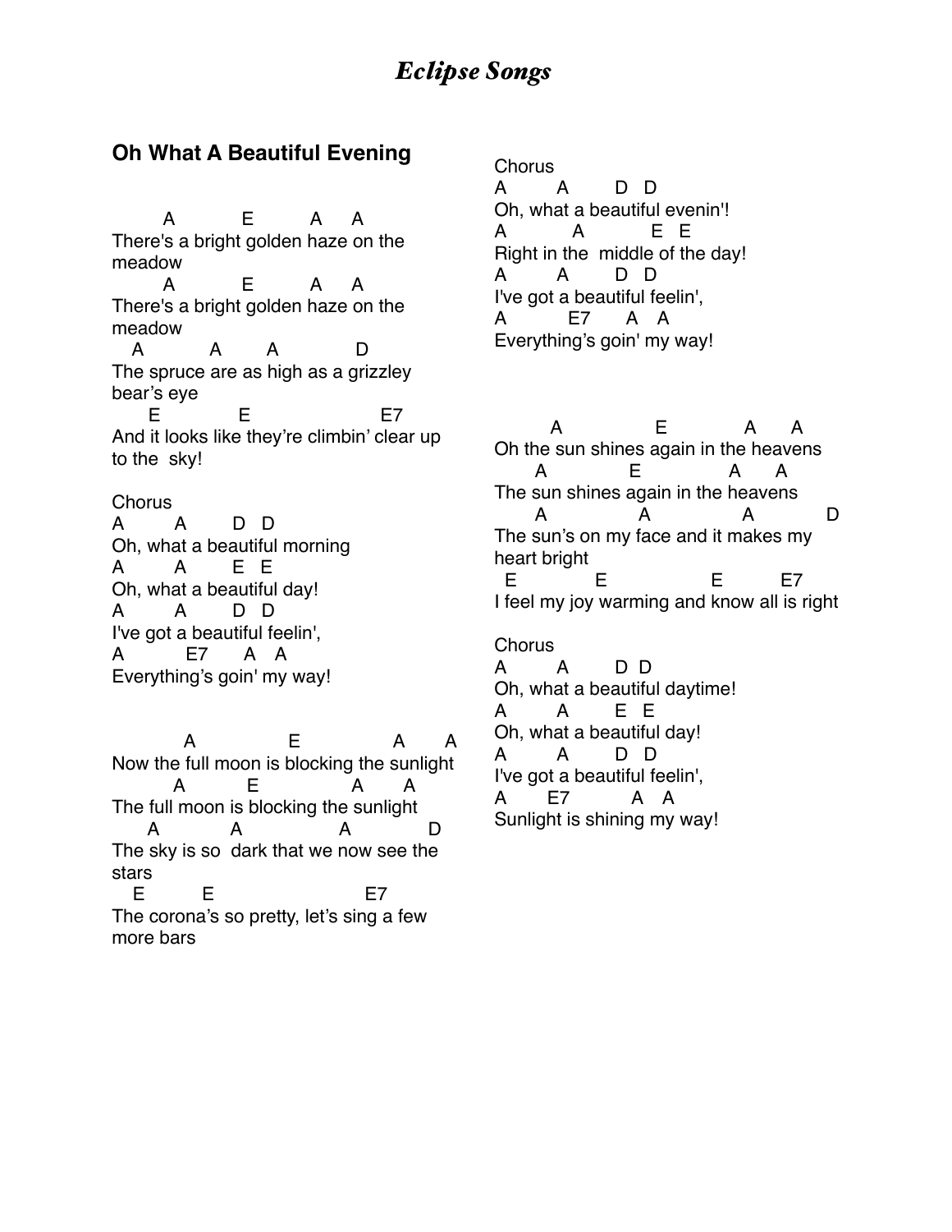# *Eclipse Songs*

## Oh What A Beautiful Evening

```
        A            E          A     A
There's a bright golden haze on the meadow
        A            E          A     A
There's a bright golden haze on the meadow
   A          A         A            D
The spruce are as high as a grizzley bear's eye
     E            E                      E7
And it looks like they're climbin' clear up to the  sky!
```

Chorus

```
A        A        D   D
Oh, what a beautiful morning
A        A        E   E
Oh, what a beautiful day!
A        A        D   D
I've got a beautiful feelin',
A          E7      A   A
Everything's goin' my way!
```

```
            A               E               A      A
Now the full moon is blocking the sunlight
          A          E             A      A
The full moon is blocking the sunlight
      A           A              A           D
The sky is so  dark that we now see the stars
   E          E                         E7
The corona's so pretty, let's sing a few more bars
```

Chorus

```
A        A        D   D
Oh, what a beautiful evenin'!
A          A           E   E
Right in the  middle of the day!
A        A        D   D
I've got a beautiful feelin',
A          E7      A   A
Everything's goin' my way!
```

```
        A               E             A      A
Oh the sun shines again in the heavens
       A              E              A      A
The sun shines again in the heavens
       A               A              A            D
The sun's on my face and it makes my heart bright
  E           E                  E          E7
I feel my joy warming and know all is right
```

Chorus

```
A        A        D  D
Oh, what a beautiful daytime!
A        A        E  E
Oh, what a beautiful day!
A        A        D  D
I've got a beautiful feelin',
A       E7          A   A
Sunlight is shining my way!
```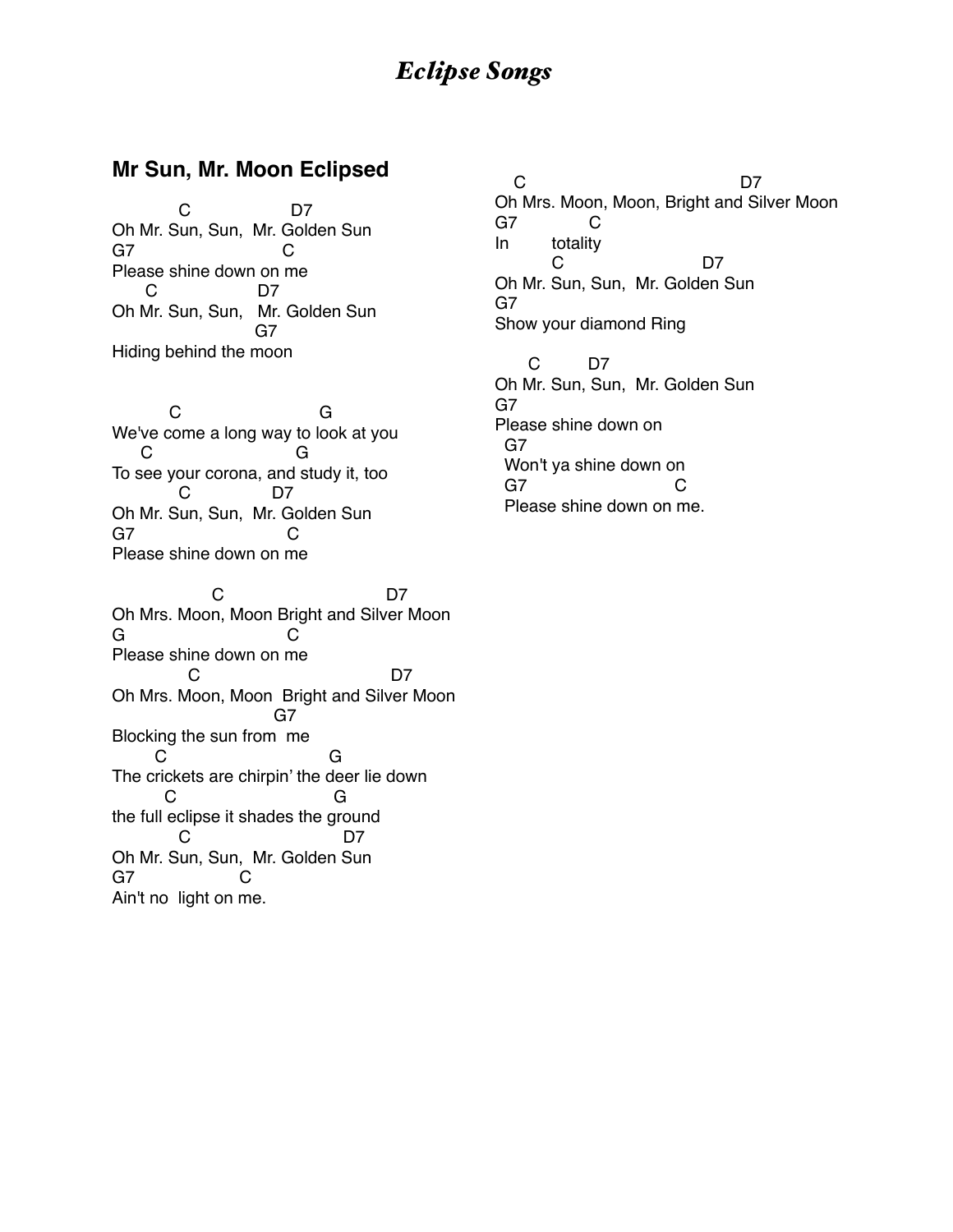# *Eclipse Songs*

## Mr Sun, Mr. Moon Eclipsed

```
            C                    D7
Oh Mr. Sun, Sun,  Mr. Golden Sun
G7                          C
Please shine down on me
      C                  D7
Oh Mr. Sun, Sun,   Mr. Golden Sun
                          G7
Hiding behind the moon


          C                           G
We've come a long way to look at you
     C                              G
To see your corona, and study it, too
            C                D7
Oh Mr. Sun, Sun,  Mr. Golden Sun
G7                            C
Please shine down on me

                  C                              D7
Oh Mrs. Moon, Moon Bright and Silver Moon
G                               C
Please shine down on me
              C                                  D7
Oh Mrs. Moon, Moon  Bright and Silver Moon
                              G7
Blocking the sun from  me
        C                             G
The crickets are chirpin' the deer lie down
          C                            G
the full eclipse it shades the ground
            C                              D7
Oh Mr. Sun, Sun,  Mr. Golden Sun
G7                    C
Ain't no  light on me.

   C                                      D7
Oh Mrs. Moon, Moon, Bright and Silver Moon
G7              C
In         totality
          C                         D7
Oh Mr. Sun, Sun,  Mr. Golden Sun
G7
Show your diamond Ring

      C          D7
Oh Mr. Sun, Sun,  Mr. Golden Sun
G7
Please shine down on
  G7
  Won't ya shine down on
  G7                          C
  Please shine down on me.
```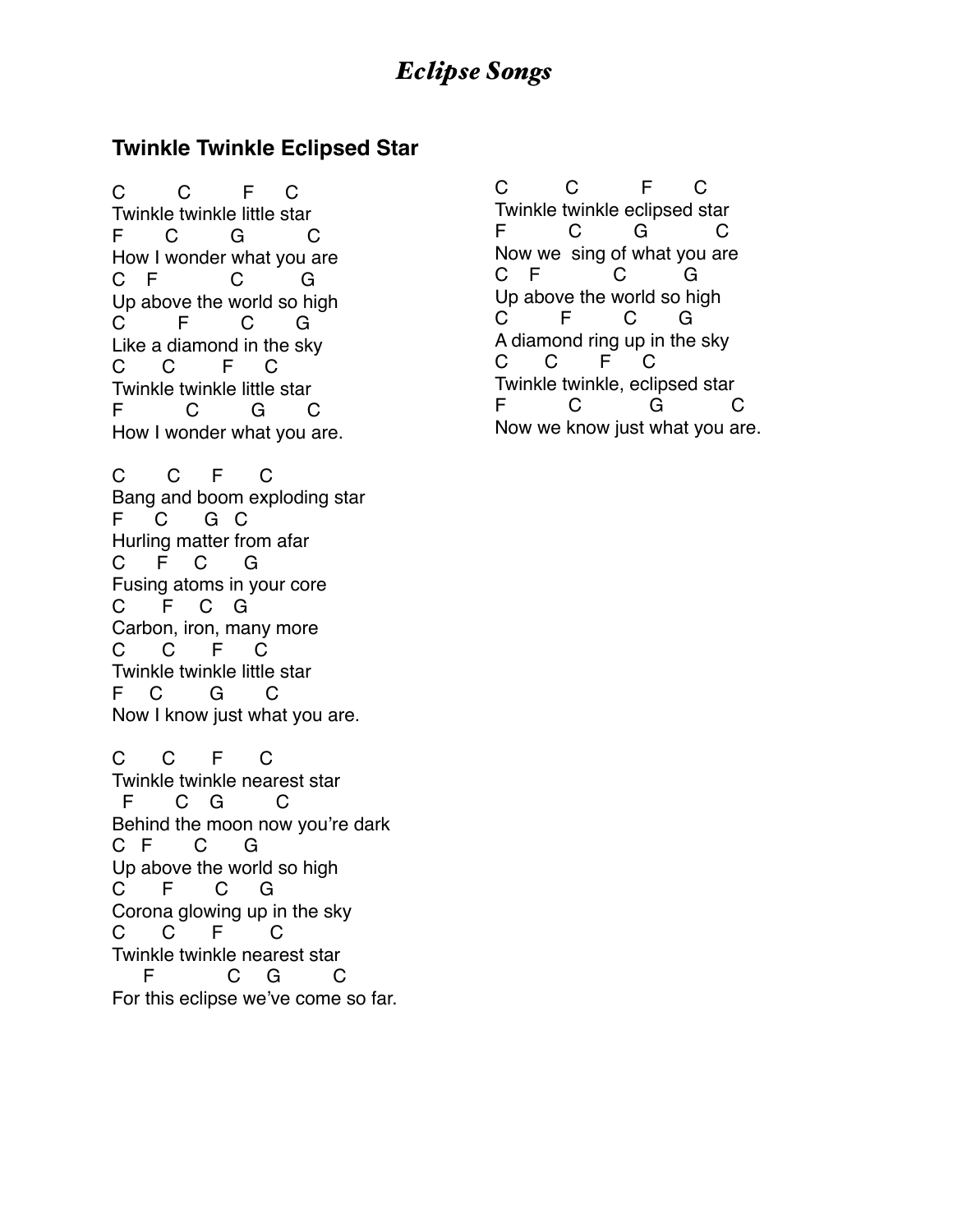# *Eclipse Songs*

## Twinkle Twinkle Eclipsed Star

```
C         C          F      C
Twinkle twinkle little star
F       C          G           C
How I wonder what you are
C    F              C          G
Up above the world so high
C          F         C       G
Like a diamond in the sky
C      C        F      C
Twinkle twinkle little star
F           C          G        C
How I wonder what you are.
```

```
C        C      F       C
Bang and boom exploding star
F      C       G  C
Hurling matter from afar
C      F     C       G
Fusing atoms in your core
C       F     C    G
Carbon, iron, many more
C       C       F      C
Twinkle twinkle little star
F    C         G        C
Now I know just what you are.
```

```
C       C       F       C
Twinkle twinkle nearest star
  F       C   G         C
Behind the moon now you're dark
C  F        C       G
Up above the world so high
C       F        C      G
Corona glowing up in the sky
C       C       F        C
Twinkle twinkle nearest star
     F              C     G         C
For this eclipse we've come so far.
```

```
C          C            F        C
Twinkle twinkle eclipsed star
F           C          G           C
Now we  sing of what you are
C    F             C          G
Up above the world so high
C         F         C       G
A diamond ring up in the sky
C       C        F      C
Twinkle twinkle, eclipsed star
F           C            G            C
Now we know just what you are.
```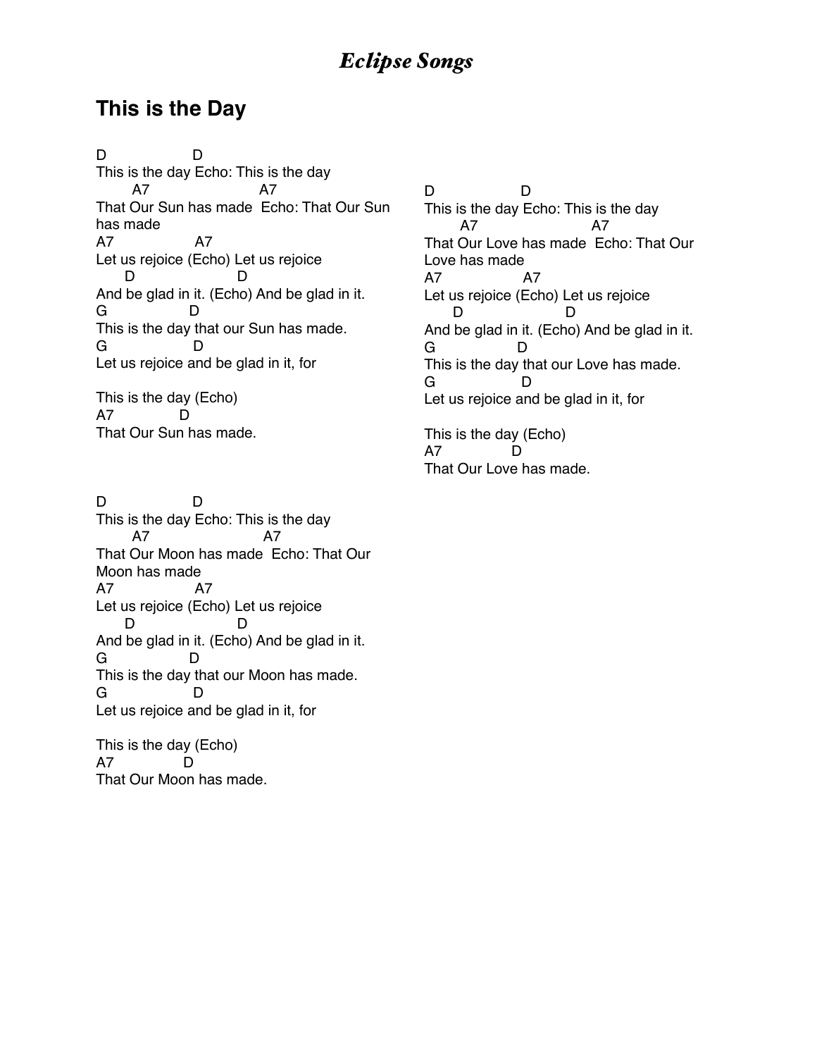# *Eclipse Songs*

## This is the Day

```
D                  D
This is the day Echo: This is the day
        A7                          A7
That Our Sun has made  Echo: That Our Sun
has made
A7                 A7
Let us rejoice (Echo) Let us rejoice
       D                     D
And be glad in it. (Echo) And be glad in it.
G                 D
This is the day that our Sun has made.
G                  D
Let us rejoice and be glad in it, for

This is the day (Echo)
A7              D
That Our Sun has made.
```

```
D                  D
This is the day Echo: This is the day
        A7                          A7
That Our Moon has made  Echo: That Our
Moon has made
A7                 A7
Let us rejoice (Echo) Let us rejoice
       D                     D
And be glad in it. (Echo) And be glad in it.
G                 D
This is the day that our Moon has made.
G                  D
Let us rejoice and be glad in it, for

This is the day (Echo)
A7              D
That Our Moon has made.
```

```
D                  D
This is the day Echo: This is the day
        A7                          A7
That Our Love has made  Echo: That Our
Love has made
A7                 A7
Let us rejoice (Echo) Let us rejoice
       D                     D
And be glad in it. (Echo) And be glad in it.
G                 D
This is the day that our Love has made.
G                  D
Let us rejoice and be glad in it, for

This is the day (Echo)
A7              D
That Our Love has made.
```